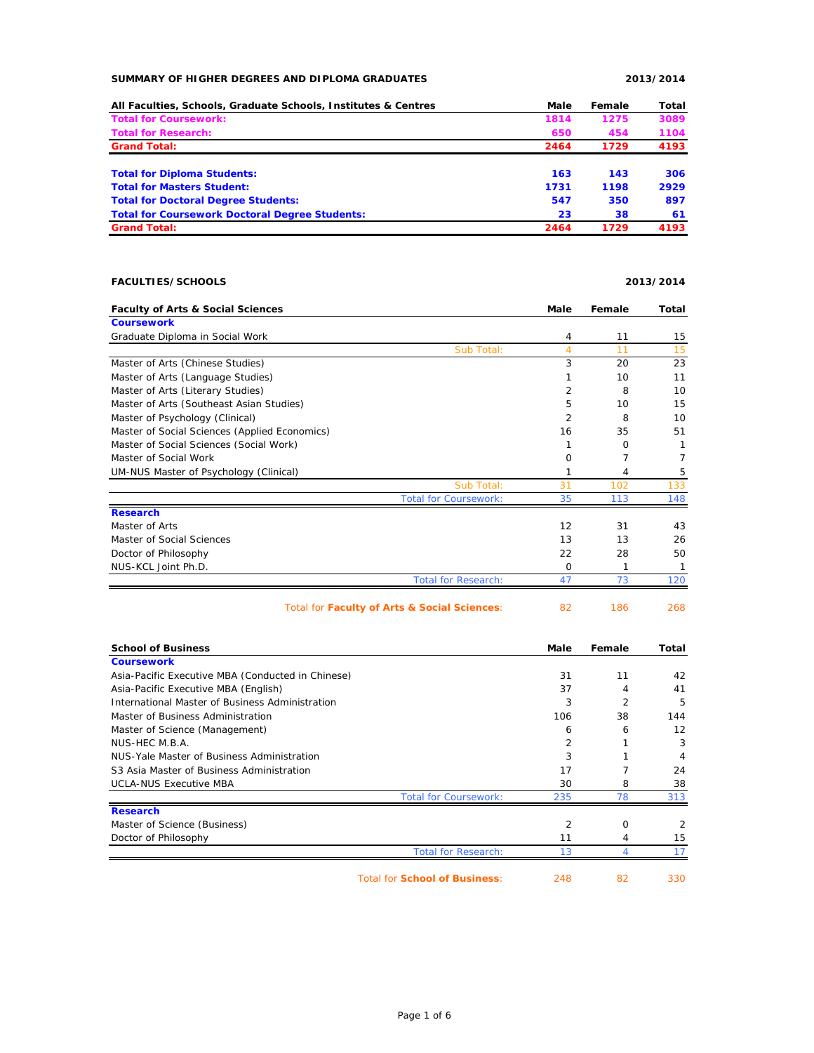## SUMMARY OF HIGHER DEGREES AND DIPLOMA GRADUATES — 2013/2014

| All Faculties, Schools, Graduate Schools, Institutes & Centres | Male | Female | Total |
|---|---|---|---|
| **Total for Coursework:** | **1814** | **1275** | **3089** |
| **Total for Research:** | **650** | **454** | **1104** |
| **Grand Total:** | **2464** | **1729** | **4193** |
| | | | |
| **Total for Diploma Students:** | **163** | **143** | **306** |
| **Total for Masters Student:** | **1731** | **1198** | **2929** |
| **Total for Doctoral Degree Students:** | **547** | **350** | **897** |
| **Total for Coursework Doctoral Degree Students:** | **23** | **38** | **61** |
| **Grand Total:** | **2464** | **1729** | **4193** |

## FACULTIES/SCHOOLS — 2013/2014

| Faculty of Arts & Social Sciences | Male | Female | Total |
|---|---|---|---|
| **Coursework** | | | |
| Graduate Diploma in Social Work | 4 | 11 | 15 |
| Sub Total: | 4 | 11 | 15 |
| Master of Arts (Chinese Studies) | 3 | 20 | 23 |
| Master of Arts (Language Studies) | 1 | 10 | 11 |
| Master of Arts (Literary Studies) | 2 | 8 | 10 |
| Master of Arts (Southeast Asian Studies) | 5 | 10 | 15 |
| Master of Psychology (Clinical) | 2 | 8 | 10 |
| Master of Social Sciences (Applied Economics) | 16 | 35 | 51 |
| Master of Social Sciences (Social Work) | 1 | 0 | 1 |
| Master of Social Work | 0 | 7 | 7 |
| UM-NUS Master of Psychology (Clinical) | 1 | 4 | 5 |
| Sub Total: | 31 | 102 | 133 |
| Total for Coursework: | 35 | 113 | 148 |
| **Research** | | | |
| Master of Arts | 12 | 31 | 43 |
| Master of Social Sciences | 13 | 13 | 26 |
| Doctor of Philosophy | 22 | 28 | 50 |
| NUS-KCL Joint Ph.D. | 0 | 1 | 1 |
| Total for Research: | 47 | 73 | 120 |
| Total for **Faculty of Arts & Social Sciences**: | 82 | 186 | 268 |

| School of Business | Male | Female | Total |
|---|---|---|---|
| **Coursework** | | | |
| Asia-Pacific Executive MBA (Conducted in Chinese) | 31 | 11 | 42 |
| Asia-Pacific Executive MBA (English) | 37 | 4 | 41 |
| International Master of Business Administration | 3 | 2 | 5 |
| Master of Business Administration | 106 | 38 | 144 |
| Master of Science (Management) | 6 | 6 | 12 |
| NUS-HEC M.B.A. | 2 | 1 | 3 |
| NUS-Yale Master of Business Administration | 3 | 1 | 4 |
| S3 Asia Master of Business Administration | 17 | 7 | 24 |
| UCLA-NUS Executive MBA | 30 | 8 | 38 |
| Total for Coursework: | 235 | 78 | 313 |
| **Research** | | | |
| Master of Science (Business) | 2 | 0 | 2 |
| Doctor of Philosophy | 11 | 4 | 15 |
| Total for Research: | 13 | 4 | 17 |
| Total for **School of Business**: | 248 | 82 | 330 |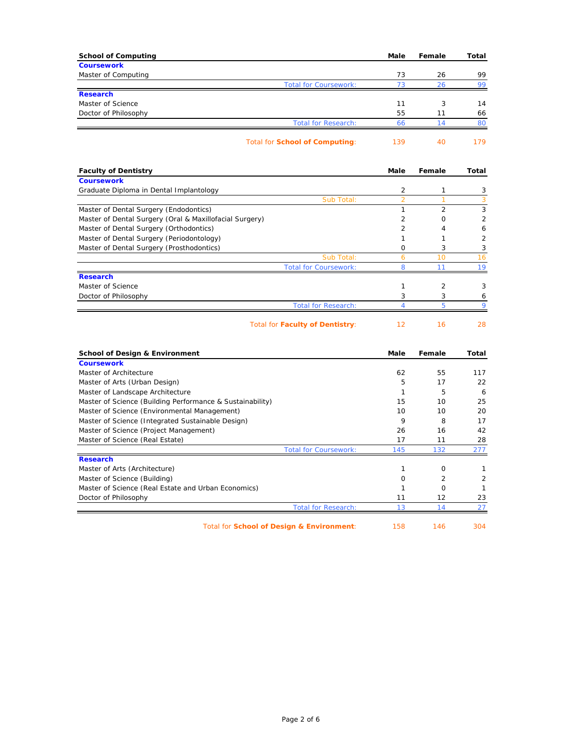| School of Computing | Male | Female | Total |
|---|---|---|---|
| **Coursework** | | | |
| Master of Computing | 73 | 26 | 99 |
| Total for Coursework: | 73 | 26 | 99 |
| **Research** | | | |
| Master of Science | 11 | 3 | 14 |
| Doctor of Philosophy | 55 | 11 | 66 |
| Total for Research: | 66 | 14 | 80 |
| Total for **School of Computing**: | 139 | 40 | 179 |

| Faculty of Dentistry | Male | Female | Total |
|---|---|---|---|
| **Coursework** | | | |
| Graduate Diploma in Dental Implantology | 2 | 1 | 3 |
| Sub Total: | 2 | 1 | 3 |
| Master of Dental Surgery (Endodontics) | 1 | 2 | 3 |
| Master of Dental Surgery (Oral & Maxillofacial Surgery) | 2 | 0 | 2 |
| Master of Dental Surgery (Orthodontics) | 2 | 4 | 6 |
| Master of Dental Surgery (Periodontology) | 1 | 1 | 2 |
| Master of Dental Surgery (Prosthodontics) | 0 | 3 | 3 |
| Sub Total: | 6 | 10 | 16 |
| Total for Coursework: | 8 | 11 | 19 |
| **Research** | | | |
| Master of Science | 1 | 2 | 3 |
| Doctor of Philosophy | 3 | 3 | 6 |
| Total for Research: | 4 | 5 | 9 |
| Total for **Faculty of Dentistry**: | 12 | 16 | 28 |

| School of Design & Environment | Male | Female | Total |
|---|---|---|---|
| **Coursework** | | | |
| Master of Architecture | 62 | 55 | 117 |
| Master of Arts (Urban Design) | 5 | 17 | 22 |
| Master of Landscape Architecture | 1 | 5 | 6 |
| Master of Science (Building Performance & Sustainability) | 15 | 10 | 25 |
| Master of Science (Environmental Management) | 10 | 10 | 20 |
| Master of Science (Integrated Sustainable Design) | 9 | 8 | 17 |
| Master of Science (Project Management) | 26 | 16 | 42 |
| Master of Science (Real Estate) | 17 | 11 | 28 |
| Total for Coursework: | 145 | 132 | 277 |
| **Research** | | | |
| Master of Arts (Architecture) | 1 | 0 | 1 |
| Master of Science (Building) | 0 | 2 | 2 |
| Master of Science (Real Estate and Urban Economics) | 1 | 0 | 1 |
| Doctor of Philosophy | 11 | 12 | 23 |
| Total for Research: | 13 | 14 | 27 |
| Total for **School of Design & Environment**: | 158 | 146 | 304 |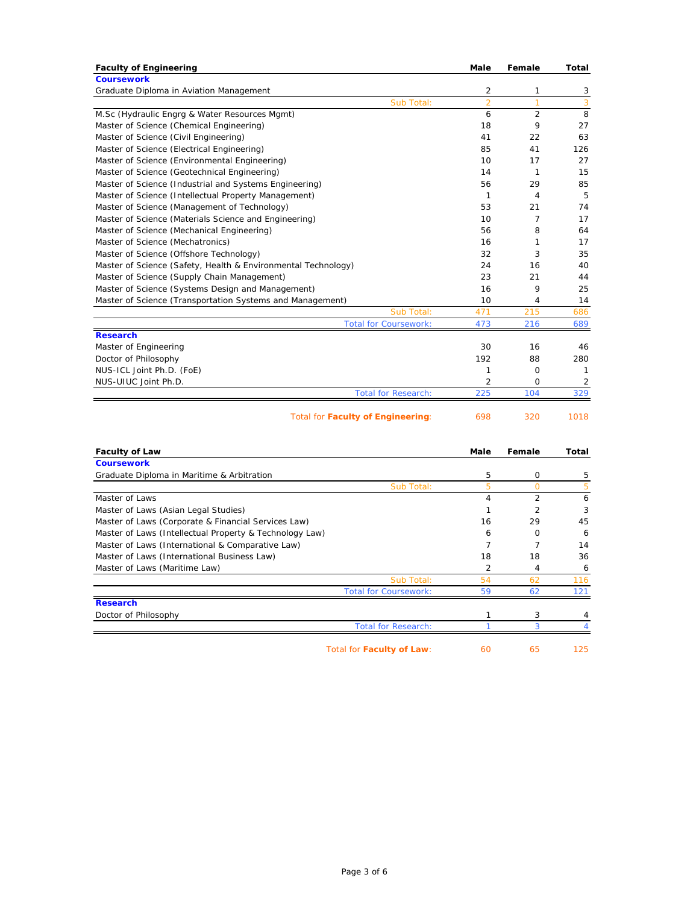| Faculty of Engineering | Male | Female | Total |
|---|---|---|---|
| **Coursework** | | | |
| Graduate Diploma in Aviation Management | 2 | 1 | 3 |
| Sub Total: | 2 | 1 | 3 |
| M.Sc (Hydraulic Engrg & Water Resources Mgmt) | 6 | 2 | 8 |
| Master of Science (Chemical Engineering) | 18 | 9 | 27 |
| Master of Science (Civil Engineering) | 41 | 22 | 63 |
| Master of Science (Electrical Engineering) | 85 | 41 | 126 |
| Master of Science (Environmental Engineering) | 10 | 17 | 27 |
| Master of Science (Geotechnical Engineering) | 14 | 1 | 15 |
| Master of Science (Industrial and Systems Engineering) | 56 | 29 | 85 |
| Master of Science (Intellectual Property Management) | 1 | 4 | 5 |
| Master of Science (Management of Technology) | 53 | 21 | 74 |
| Master of Science (Materials Science and Engineering) | 10 | 7 | 17 |
| Master of Science (Mechanical Engineering) | 56 | 8 | 64 |
| Master of Science (Mechatronics) | 16 | 1 | 17 |
| Master of Science (Offshore Technology) | 32 | 3 | 35 |
| Master of Science (Safety, Health & Environmental Technology) | 24 | 16 | 40 |
| Master of Science (Supply Chain Management) | 23 | 21 | 44 |
| Master of Science (Systems Design and Management) | 16 | 9 | 25 |
| Master of Science (Transportation Systems and Management) | 10 | 4 | 14 |
| Sub Total: | 471 | 215 | 686 |
| Total for Coursework: | 473 | 216 | 689 |
| **Research** | | | |
| Master of Engineering | 30 | 16 | 46 |
| Doctor of Philosophy | 192 | 88 | 280 |
| NUS-ICL Joint Ph.D. (FoE) | 1 | 0 | 1 |
| NUS-UIUC Joint Ph.D. | 2 | 0 | 2 |
| Total for Research: | 225 | 104 | 329 |
| Total for **Faculty of Engineering**: | 698 | 320 | 1018 |

| Faculty of Law | Male | Female | Total |
|---|---|---|---|
| **Coursework** | | | |
| Graduate Diploma in Maritime & Arbitration | 5 | 0 | 5 |
| Sub Total: | 5 | 0 | 5 |
| Master of Laws | 4 | 2 | 6 |
| Master of Laws (Asian Legal Studies) | 1 | 2 | 3 |
| Master of Laws (Corporate & Financial Services Law) | 16 | 29 | 45 |
| Master of Laws (Intellectual Property & Technology Law) | 6 | 0 | 6 |
| Master of Laws (International & Comparative Law) | 7 | 7 | 14 |
| Master of Laws (International Business Law) | 18 | 18 | 36 |
| Master of Laws (Maritime Law) | 2 | 4 | 6 |
| Sub Total: | 54 | 62 | 116 |
| Total for Coursework: | 59 | 62 | 121 |
| **Research** | | | |
| Doctor of Philosophy | 1 | 3 | 4 |
| Total for Research: | 1 | 3 | 4 |
| Total for **Faculty of Law**: | 60 | 65 | 125 |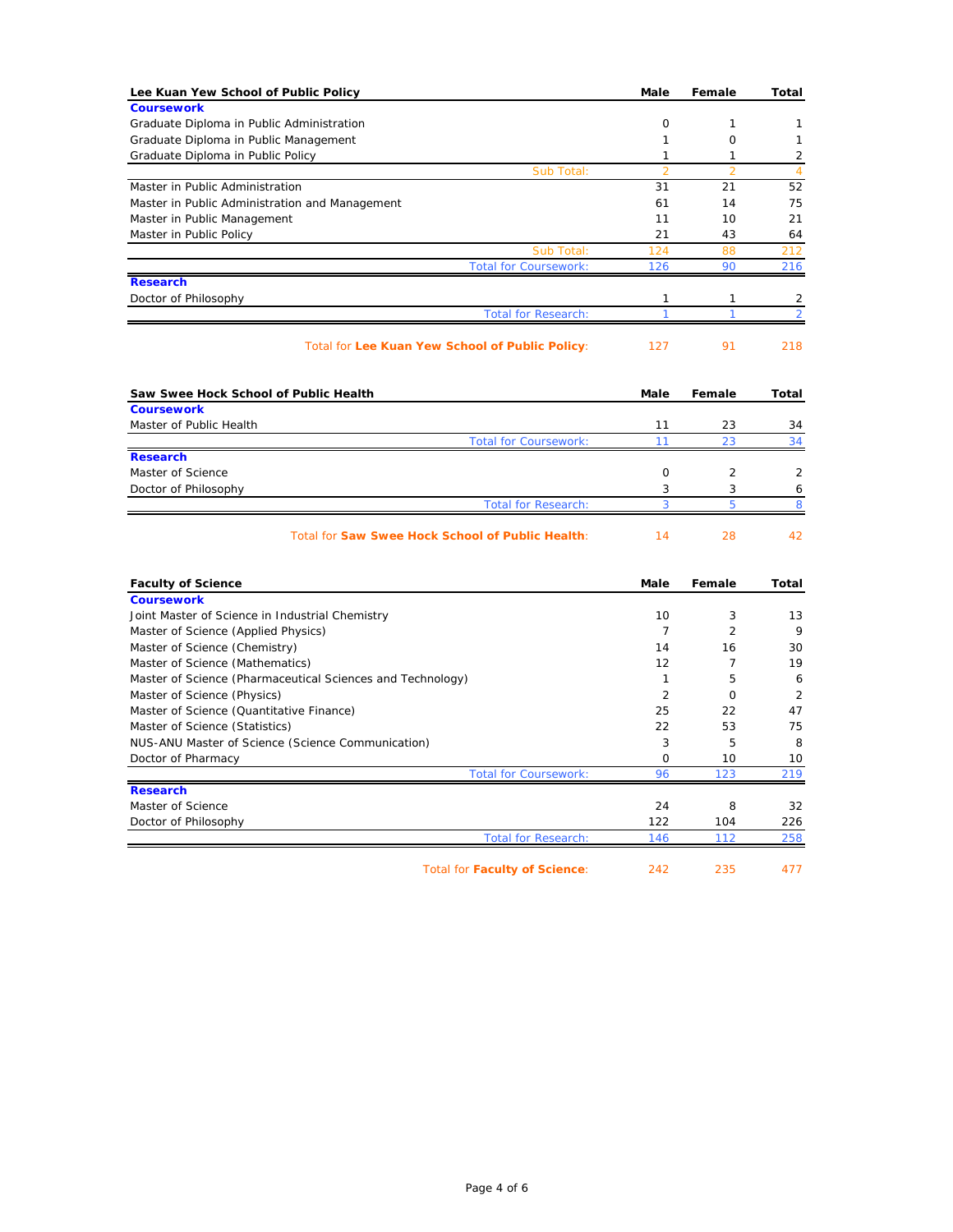| Lee Kuan Yew School of Public Policy | Male | Female | Total |
|---|---|---|---|
| **Coursework** | | | |
| Graduate Diploma in Public Administration | 0 | 1 | 1 |
| Graduate Diploma in Public Management | 1 | 0 | 1 |
| Graduate Diploma in Public Policy | 1 | 1 | 2 |
| Sub Total: | 2 | 2 | 4 |
| Master in Public Administration | 31 | 21 | 52 |
| Master in Public Administration and Management | 61 | 14 | 75 |
| Master in Public Management | 11 | 10 | 21 |
| Master in Public Policy | 21 | 43 | 64 |
| Sub Total: | 124 | 88 | 212 |
| Total for Coursework: | 126 | 90 | 216 |
| **Research** | | | |
| Doctor of Philosophy | 1 | 1 | 2 |
| Total for Research: | 1 | 1 | 2 |
| Total for **Lee Kuan Yew School of Public Policy**: | 127 | 91 | 218 |

| Saw Swee Hock School of Public Health | Male | Female | Total |
|---|---|---|---|
| **Coursework** | | | |
| Master of Public Health | 11 | 23 | 34 |
| Total for Coursework: | 11 | 23 | 34 |
| **Research** | | | |
| Master of Science | 0 | 2 | 2 |
| Doctor of Philosophy | 3 | 3 | 6 |
| Total for Research: | 3 | 5 | 8 |
| Total for **Saw Swee Hock School of Public Health**: | 14 | 28 | 42 |

| Faculty of Science | Male | Female | Total |
|---|---|---|---|
| **Coursework** | | | |
| Joint Master of Science in Industrial Chemistry | 10 | 3 | 13 |
| Master of Science (Applied Physics) | 7 | 2 | 9 |
| Master of Science (Chemistry) | 14 | 16 | 30 |
| Master of Science (Mathematics) | 12 | 7 | 19 |
| Master of Science (Pharmaceutical Sciences and Technology) | 1 | 5 | 6 |
| Master of Science (Physics) | 2 | 0 | 2 |
| Master of Science (Quantitative Finance) | 25 | 22 | 47 |
| Master of Science (Statistics) | 22 | 53 | 75 |
| NUS-ANU Master of Science (Science Communication) | 3 | 5 | 8 |
| Doctor of Pharmacy | 0 | 10 | 10 |
| Total for Coursework: | 96 | 123 | 219 |
| **Research** | | | |
| Master of Science | 24 | 8 | 32 |
| Doctor of Philosophy | 122 | 104 | 226 |
| Total for Research: | 146 | 112 | 258 |
| Total for **Faculty of Science**: | 242 | 235 | 477 |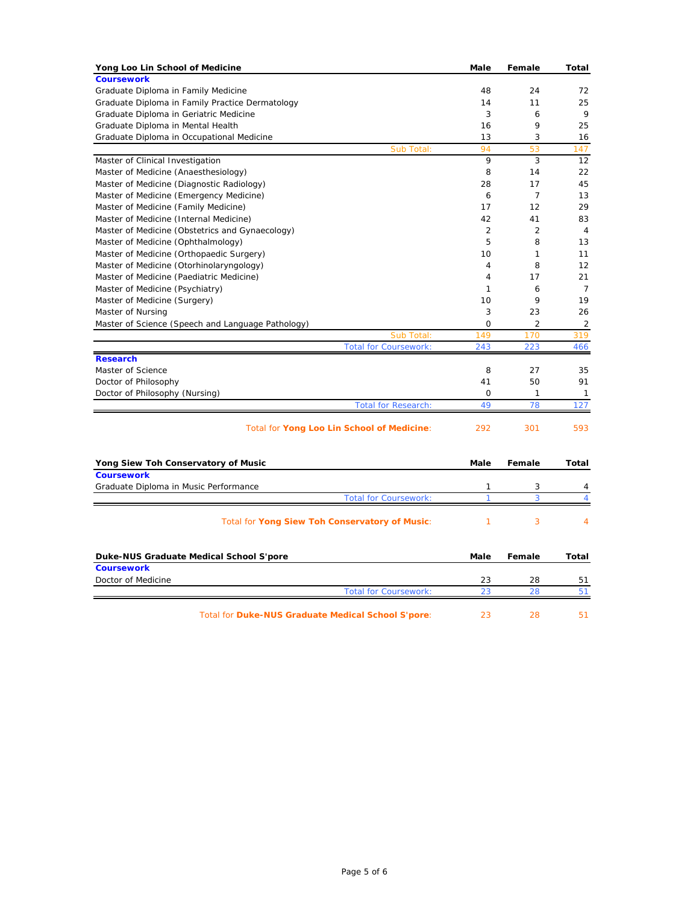| Yong Loo Lin School of Medicine | Male | Female | Total |
|---|---|---|---|
| **Coursework** | | | |
| Graduate Diploma in Family Medicine | 48 | 24 | 72 |
| Graduate Diploma in Family Practice Dermatology | 14 | 11 | 25 |
| Graduate Diploma in Geriatric Medicine | 3 | 6 | 9 |
| Graduate Diploma in Mental Health | 16 | 9 | 25 |
| Graduate Diploma in Occupational Medicine | 13 | 3 | 16 |
| Sub Total: | 94 | 53 | 147 |
| Master of Clinical Investigation | 9 | 3 | 12 |
| Master of Medicine (Anaesthesiology) | 8 | 14 | 22 |
| Master of Medicine (Diagnostic Radiology) | 28 | 17 | 45 |
| Master of Medicine (Emergency Medicine) | 6 | 7 | 13 |
| Master of Medicine (Family Medicine) | 17 | 12 | 29 |
| Master of Medicine (Internal Medicine) | 42 | 41 | 83 |
| Master of Medicine (Obstetrics and Gynaecology) | 2 | 2 | 4 |
| Master of Medicine (Ophthalmology) | 5 | 8 | 13 |
| Master of Medicine (Orthopaedic Surgery) | 10 | 1 | 11 |
| Master of Medicine (Otorhinolaryngology) | 4 | 8 | 12 |
| Master of Medicine (Paediatric Medicine) | 4 | 17 | 21 |
| Master of Medicine (Psychiatry) | 1 | 6 | 7 |
| Master of Medicine (Surgery) | 10 | 9 | 19 |
| Master of Nursing | 3 | 23 | 26 |
| Master of Science (Speech and Language Pathology) | 0 | 2 | 2 |
| Sub Total: | 149 | 170 | 319 |
| Total for Coursework: | 243 | 223 | 466 |
| **Research** | | | |
| Master of Science | 8 | 27 | 35 |
| Doctor of Philosophy | 41 | 50 | 91 |
| Doctor of Philosophy (Nursing) | 0 | 1 | 1 |
| Total for Research: | 49 | 78 | 127 |
| Total for **Yong Loo Lin School of Medicine**: | 292 | 301 | 593 |

| Yong Siew Toh Conservatory of Music | Male | Female | Total |
|---|---|---|---|
| **Coursework** | | | |
| Graduate Diploma in Music Performance | 1 | 3 | 4 |
| Total for Coursework: | 1 | 3 | 4 |
| Total for **Yong Siew Toh Conservatory of Music**: | 1 | 3 | 4 |

| Duke-NUS Graduate Medical School S'pore | Male | Female | Total |
|---|---|---|---|
| **Coursework** | | | |
| Doctor of Medicine | 23 | 28 | 51 |
| Total for Coursework: | 23 | 28 | 51 |
| Total for **Duke-NUS Graduate Medical School S'pore**: | 23 | 28 | 51 |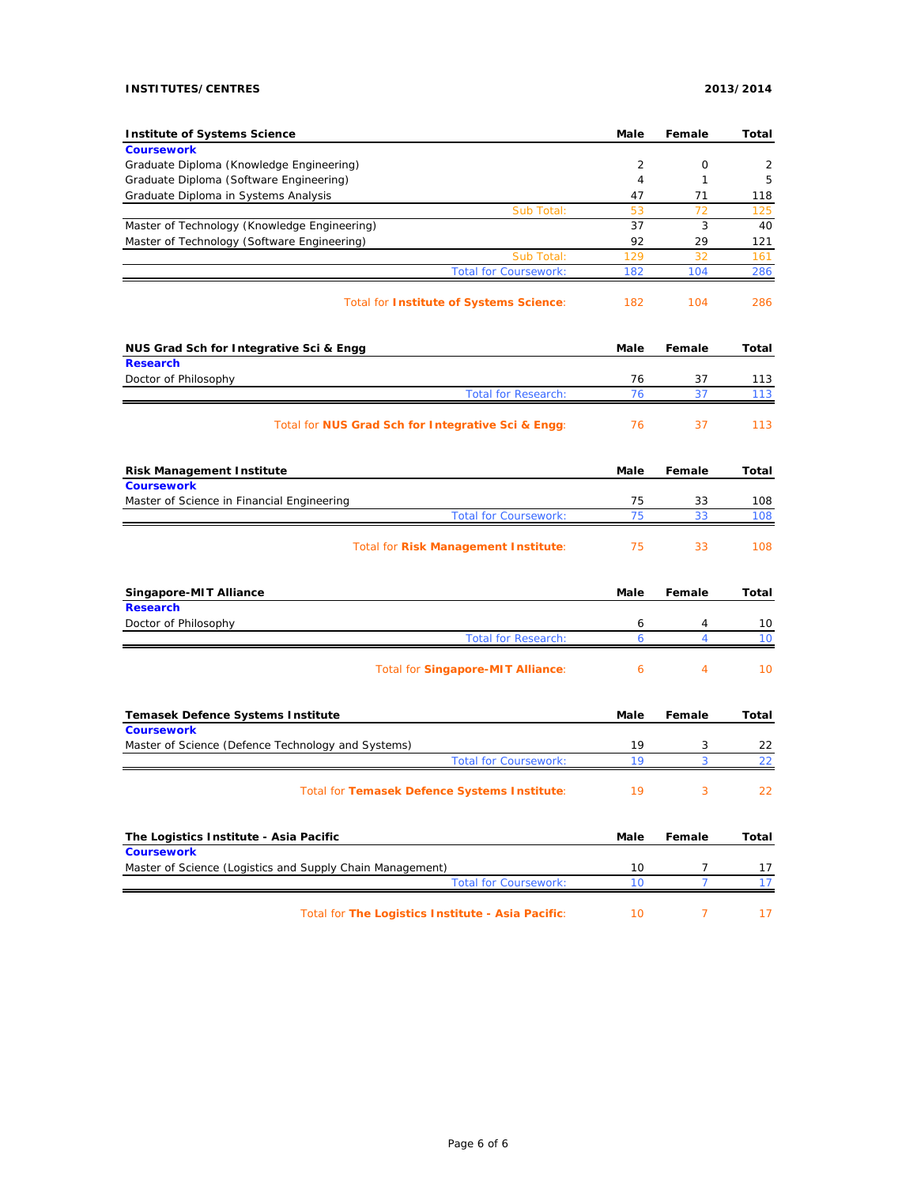**INSTITUTES/CENTRES** **2013/2014**

| Institute of Systems Science | Male | Female | Total |
| --- | --- | --- | --- |
| **Coursework** | | | |
| Graduate Diploma (Knowledge Engineering) | 2 | 0 | 2 |
| Graduate Diploma (Software Engineering) | 4 | 1 | 5 |
| Graduate Diploma in Systems Analysis | 47 | 71 | 118 |
| Sub Total: | 53 | 72 | 125 |
| Master of Technology (Knowledge Engineering) | 37 | 3 | 40 |
| Master of Technology (Software Engineering) | 92 | 29 | 121 |
| Sub Total: | 129 | 32 | 161 |
| Total for Coursework: | 182 | 104 | 286 |
| Total for **Institute of Systems Science**: | 182 | 104 | 286 |

| NUS Grad Sch for Integrative Sci & Engg | Male | Female | Total |
| --- | --- | --- | --- |
| **Research** | | | |
| Doctor of Philosophy | 76 | 37 | 113 |
| Total for Research: | 76 | 37 | 113 |
| Total for **NUS Grad Sch for Integrative Sci & Engg**: | 76 | 37 | 113 |

| Risk Management Institute | Male | Female | Total |
| --- | --- | --- | --- |
| **Coursework** | | | |
| Master of Science in Financial Engineering | 75 | 33 | 108 |
| Total for Coursework: | 75 | 33 | 108 |
| Total for **Risk Management Institute**: | 75 | 33 | 108 |

| Singapore-MIT Alliance | Male | Female | Total |
| --- | --- | --- | --- |
| **Research** | | | |
| Doctor of Philosophy | 6 | 4 | 10 |
| Total for Research: | 6 | 4 | 10 |
| Total for **Singapore-MIT Alliance**: | 6 | 4 | 10 |

| Temasek Defence Systems Institute | Male | Female | Total |
| --- | --- | --- | --- |
| **Coursework** | | | |
| Master of Science (Defence Technology and Systems) | 19 | 3 | 22 |
| Total for Coursework: | 19 | 3 | 22 |
| Total for **Temasek Defence Systems Institute**: | 19 | 3 | 22 |

| The Logistics Institute - Asia Pacific | Male | Female | Total |
| --- | --- | --- | --- |
| **Coursework** | | | |
| Master of Science (Logistics and Supply Chain Management) | 10 | 7 | 17 |
| Total for Coursework: | 10 | 7 | 17 |
| Total for **The Logistics Institute - Asia Pacific**: | 10 | 7 | 17 |